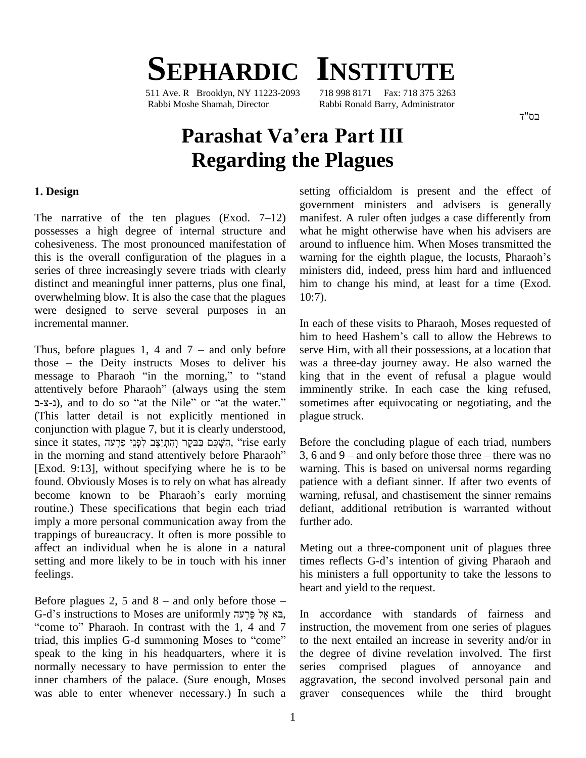# SEPHARDIC INSTITUTE

511 Ave. R Brooklyn, NY 11223-2093 718 998 8171 Fax: 718 375 3263
Rabbi Moshe Shamah, Director Rabbi Ronald Barry, Administrator

בס"ד

# Parashat Va'era Part III
# Regarding the Plagues

## 1. Design

The narrative of the ten plagues (Exod. 7–12) possesses a high degree of internal structure and cohesiveness. The most pronounced manifestation of this is the overall configuration of the plagues in a series of three increasingly severe triads with clearly distinct and meaningful inner patterns, plus one final, overwhelming blow. It is also the case that the plagues were designed to serve several purposes in an incremental manner.

Thus, before plagues 1, 4 and 7 – and only before those – the Deity instructs Moses to deliver his message to Pharaoh "in the morning," to "stand attentively before Pharaoh" (always using the stem נ-צ-ב), and to do so "at the Nile" or "at the water." (This latter detail is not explicitly mentioned in conjunction with plague 7, but it is clearly understood, since it states, הַשְׁכֵּם בַּבֹּקֶר וְהִתְיַצֵּב לִפְנֵי פַרְעֹה, "rise early in the morning and stand attentively before Pharaoh" [Exod. 9:13], without specifying where he is to be found. Obviously Moses is to rely on what has already become known to be Pharaoh's early morning routine.) These specifications that begin each triad imply a more personal communication away from the trappings of bureaucracy. It often is more possible to affect an individual when he is alone in a natural setting and more likely to be in touch with his inner feelings.

Before plagues 2, 5 and 8 – and only before those – G-d's instructions to Moses are uniformly בֹּא אֶל פַּרְעֹה, "come to" Pharaoh. In contrast with the 1, 4 and 7 triad, this implies G-d summoning Moses to "come" speak to the king in his headquarters, where it is normally necessary to have permission to enter the inner chambers of the palace. (Sure enough, Moses was able to enter whenever necessary.) In such a setting officialdom is present and the effect of government ministers and advisers is generally manifest. A ruler often judges a case differently from what he might otherwise have when his advisers are around to influence him. When Moses transmitted the warning for the eighth plague, the locusts, Pharaoh's ministers did, indeed, press him hard and influenced him to change his mind, at least for a time (Exod. 10:7).

In each of these visits to Pharaoh, Moses requested of him to heed Hashem's call to allow the Hebrews to serve Him, with all their possessions, at a location that was a three-day journey away. He also warned the king that in the event of refusal a plague would imminently strike. In each case the king refused, sometimes after equivocating or negotiating, and the plague struck.

Before the concluding plague of each triad, numbers 3, 6 and 9 – and only before those three – there was no warning. This is based on universal norms regarding patience with a defiant sinner. If after two events of warning, refusal, and chastisement the sinner remains defiant, additional retribution is warranted without further ado.

Meting out a three-component unit of plagues three times reflects G-d's intention of giving Pharaoh and his ministers a full opportunity to take the lessons to heart and yield to the request.

In accordance with standards of fairness and instruction, the movement from one series of plagues to the next entailed an increase in severity and/or in the degree of divine revelation involved. The first series comprised plagues of annoyance and aggravation, the second involved personal pain and graver consequences while the third brought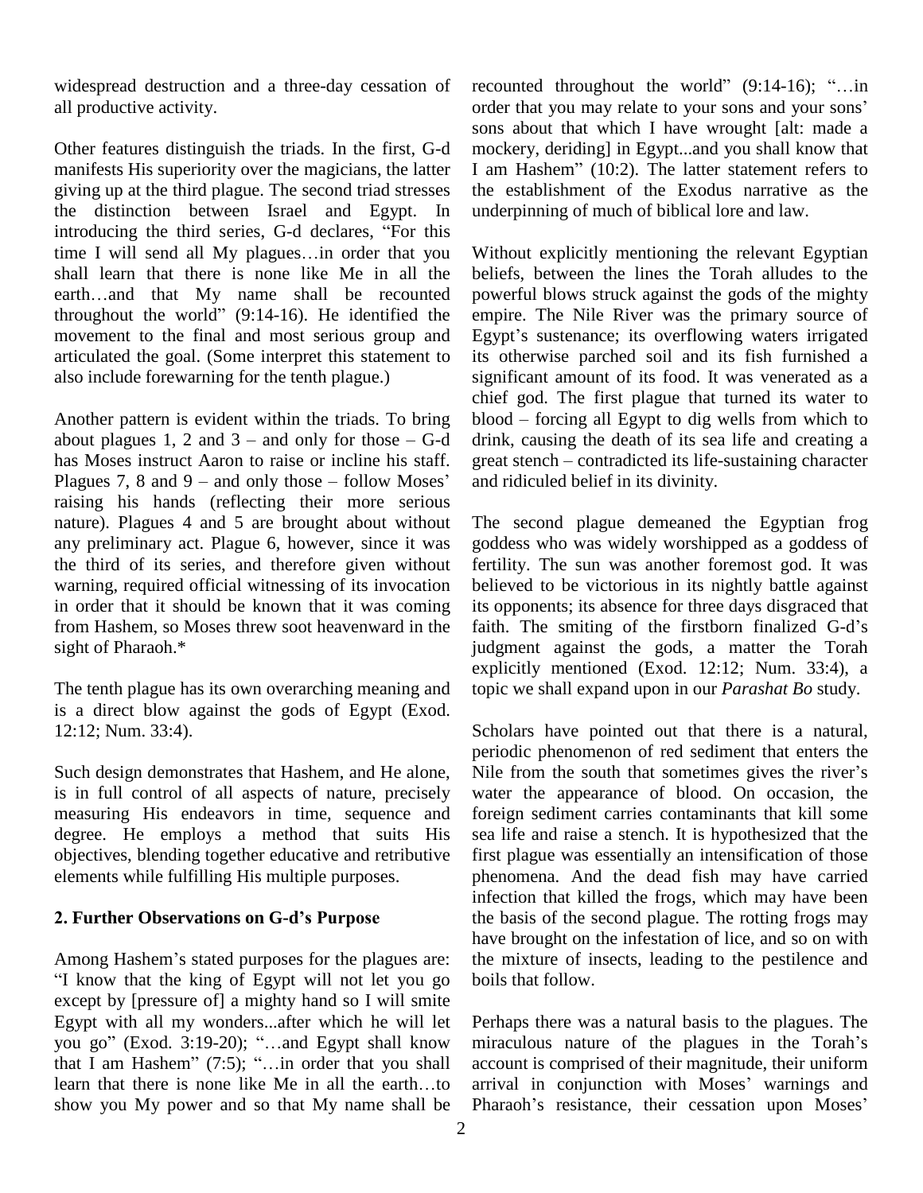widespread destruction and a three-day cessation of all productive activity.

Other features distinguish the triads. In the first, G-d manifests His superiority over the magicians, the latter giving up at the third plague. The second triad stresses the distinction between Israel and Egypt. In introducing the third series, G-d declares, "For this time I will send all My plagues…in order that you shall learn that there is none like Me in all the earth…and that My name shall be recounted throughout the world" (9:14-16). He identified the movement to the final and most serious group and articulated the goal. (Some interpret this statement to also include forewarning for the tenth plague.)

Another pattern is evident within the triads. To bring about plagues 1, 2 and 3 – and only for those – G-d has Moses instruct Aaron to raise or incline his staff. Plagues 7, 8 and 9 – and only those – follow Moses' raising his hands (reflecting their more serious nature). Plagues 4 and 5 are brought about without any preliminary act. Plague 6, however, since it was the third of its series, and therefore given without warning, required official witnessing of its invocation in order that it should be known that it was coming from Hashem, so Moses threw soot heavenward in the sight of Pharaoh.*

The tenth plague has its own overarching meaning and is a direct blow against the gods of Egypt (Exod. 12:12; Num. 33:4).

Such design demonstrates that Hashem, and He alone, is in full control of all aspects of nature, precisely measuring His endeavors in time, sequence and degree. He employs a method that suits His objectives, blending together educative and retributive elements while fulfilling His multiple purposes.

## 2. Further Observations on G-d's Purpose

Among Hashem's stated purposes for the plagues are: "I know that the king of Egypt will not let you go except by [pressure of] a mighty hand so I will smite Egypt with all my wonders...after which he will let you go" (Exod. 3:19-20); "…and Egypt shall know that I am Hashem" (7:5); "…in order that you shall learn that there is none like Me in all the earth…to show you My power and so that My name shall be recounted throughout the world" (9:14-16); "…in order that you may relate to your sons and your sons' sons about that which I have wrought [alt: made a mockery, deriding] in Egypt...and you shall know that I am Hashem" (10:2). The latter statement refers to the establishment of the Exodus narrative as the underpinning of much of biblical lore and law.

Without explicitly mentioning the relevant Egyptian beliefs, between the lines the Torah alludes to the powerful blows struck against the gods of the mighty empire. The Nile River was the primary source of Egypt's sustenance; its overflowing waters irrigated its otherwise parched soil and its fish furnished a significant amount of its food. It was venerated as a chief god. The first plague that turned its water to blood – forcing all Egypt to dig wells from which to drink, causing the death of its sea life and creating a great stench – contradicted its life-sustaining character and ridiculed belief in its divinity.

The second plague demeaned the Egyptian frog goddess who was widely worshipped as a goddess of fertility. The sun was another foremost god. It was believed to be victorious in its nightly battle against its opponents; its absence for three days disgraced that faith. The smiting of the firstborn finalized G-d's judgment against the gods, a matter the Torah explicitly mentioned (Exod. 12:12; Num. 33:4), a topic we shall expand upon in our *Parashat Bo* study.

Scholars have pointed out that there is a natural, periodic phenomenon of red sediment that enters the Nile from the south that sometimes gives the river's water the appearance of blood. On occasion, the foreign sediment carries contaminants that kill some sea life and raise a stench. It is hypothesized that the first plague was essentially an intensification of those phenomena. And the dead fish may have carried infection that killed the frogs, which may have been the basis of the second plague. The rotting frogs may have brought on the infestation of lice, and so on with the mixture of insects, leading to the pestilence and boils that follow.

Perhaps there was a natural basis to the plagues. The miraculous nature of the plagues in the Torah's account is comprised of their magnitude, their uniform arrival in conjunction with Moses' warnings and Pharaoh's resistance, their cessation upon Moses'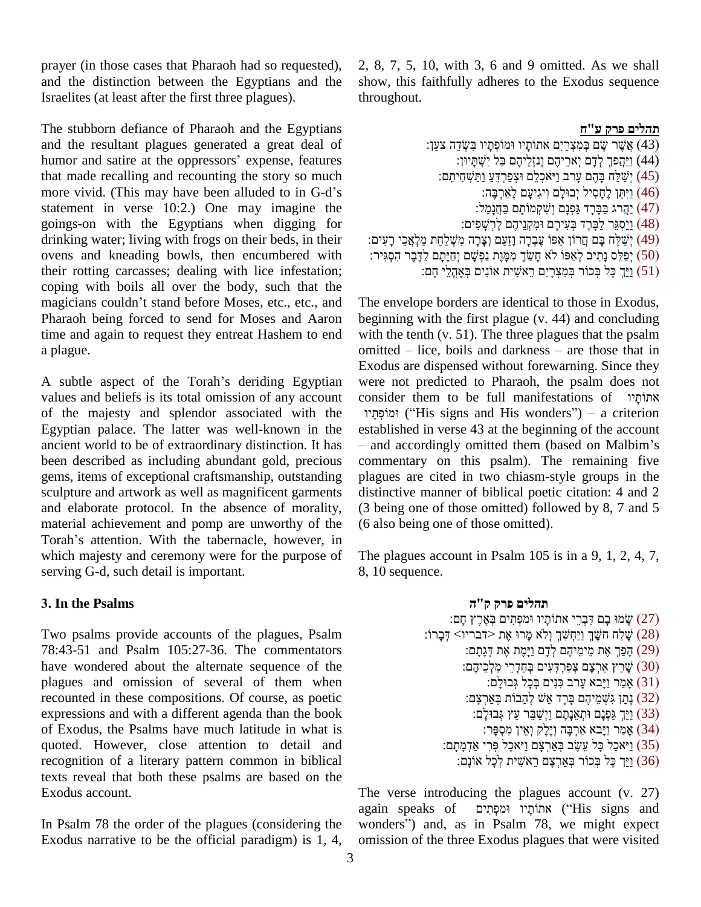prayer (in those cases that Pharaoh had so requested), and the distinction between the Egyptians and the Israelites (at least after the first three plagues).

The stubborn defiance of Pharaoh and the Egyptians and the resultant plagues generated a great deal of humor and satire at the oppressors' expense, features that made recalling and recounting the story so much more vivid. (This may have been alluded to in G-d's statement in verse 10:2.) One may imagine the goings-on with the Egyptians when digging for drinking water; living with frogs on their beds, in their ovens and kneading bowls, then encumbered with their rotting carcasses; dealing with lice infestation; coping with boils all over the body, such that the magicians couldn't stand before Moses, etc., etc., and Pharaoh being forced to send for Moses and Aaron time and again to request they entreat Hashem to end a plague.

A subtle aspect of the Torah's deriding Egyptian values and beliefs is its total omission of any account of the majesty and splendor associated with the Egyptian palace. The latter was well-known in the ancient world to be of extraordinary distinction. It has been described as including abundant gold, precious gems, items of exceptional craftsmanship, outstanding sculpture and artwork as well as magnificent garments and elaborate protocol. In the absence of morality, material achievement and pomp are unworthy of the Torah's attention. With the tabernacle, however, in which majesty and ceremony were for the purpose of serving G-d, such detail is important.

### 3. In the Psalms

Two psalms provide accounts of the plagues, Psalm 78:43-51 and Psalm 105:27-36. The commentators have wondered about the alternate sequence of the plagues and omission of several of them when recounted in these compositions. Of course, as poetic expressions and with a different agenda than the book of Exodus, the Psalms have much latitude in what is quoted. However, close attention to detail and recognition of a literary pattern common in biblical texts reveal that both these psalms are based on the Exodus account.

In Psalm 78 the order of the plagues (considering the Exodus narrative to be the official paradigm) is 1, 4, 2, 8, 7, 5, 10, with 3, 6 and 9 omitted. As we shall show, this faithfully adheres to the Exodus sequence throughout.

**תהלים פרק ע"ח**

(43) אֲשֶׁר שָׂם בְּמִצְרַיִם אֹתוֹתָיו וּמוֹפְתָיו בִּשְׂדֵה צֹעַן:
(44) וַיַּהֲפֹךְ לְדָם יְאֹרֵיהֶם וְנֹזְלֵיהֶם בַּל יִשְׁתָּיוּן:
(45) יְשַׁלַּח בָּהֶם עָרֹב וַיֹּאכְלֵם וּצְפַרְדֵּעַ וַתַּשְׁחִיתֵם:
(46) וַיִּתֵּן לֶחָסִיל יְבוּלָם וִיגִיעָם לָאַרְבֶּה:
(47) יַהֲרֹג בַּבָּרָד גַּפְנָם וְשִׁקְמוֹתָם בַּחֲנָמַל:
(48) וַיַּסְגֵּר לַבָּרָד בְּעִירָם וּמִקְנֵיהֶם לָרְשָׁפִים:
(49) יְשַׁלַּח בָּם חֲרוֹן אַפּוֹ עֶבְרָה וָזַעַם וְצָרָה מִשְׁלַחַת מַלְאֲכֵי רָעִים:
(50) יְפַלֵּס נָתִיב לְאַפּוֹ לֹא חָשַׂךְ מִמָּוֶת נַפְשָׁם וְחַיָּתָם לַדֶּבֶר הִסְגִּיר:
(51) וַיַּךְ כָּל בְּכוֹר בְּמִצְרָיִם רֵאשִׁית אוֹנִים בְּאָהֳלֵי חָם:

The envelope borders are identical to those in Exodus, beginning with the first plague (v. 44) and concluding with the tenth (v. 51). The three plagues that the psalm omitted – lice, boils and darkness – are those that in Exodus are dispensed without forewarning. Since they were not predicted to Pharaoh, the psalm does not consider them to be full manifestations of אתותיו ומופתיו ("His signs and His wonders") – a criterion established in verse 43 at the beginning of the account – and accordingly omitted them (based on Malbim's commentary on this psalm). The remaining five plagues are cited in two chiasm-style groups in the distinctive manner of biblical poetic citation: 4 and 2 (3 being one of those omitted) followed by 8, 7 and 5 (6 also being one of those omitted).

The plagues account in Psalm 105 is in a 9, 1, 2, 4, 7, 8, 10 sequence.

**תהלים פרק ק"ה**

(27) שָׂמוּ בָם דִּבְרֵי אֹתוֹתָיו וּמֹפְתִים בְּאֶרֶץ חָם:
(28) שָׁלַח חֹשֶׁךְ וַיַּחְשִׁךְ וְלֹא מָרוּ אֶת <דבריו> דְּבָרוֹ:
(29) הָפַךְ אֶת מֵימֵיהֶם לְדָם וַיָּמֶת אֶת דְּגָתָם:
(30) שָׁרַץ אַרְצָם צְפַרְדְּעִים בְּחַדְרֵי מַלְכֵיהֶם:
(31) אָמַר וַיָּבֹא עָרֹב כִּנִּים בְּכָל גְּבוּלָם:
(32) נָתַן גִּשְׁמֵיהֶם בָּרָד אֵשׁ לֶהָבוֹת בְּאַרְצָם:
(33) וַיַּךְ גַּפְנָם וּתְאֵנָתָם וַיְשַׁבֵּר עֵץ גְּבוּלָם:
(34) אָמַר וַיָּבֹא אַרְבֶּה וְיֶלֶק וְאֵין מִסְפָּר:
(35) וַיֹּאכַל כָּל עֵשֶׂב בְּאַרְצָם וַיֹּאכַל פְּרִי אַדְמָתָם:
(36) וַיַּךְ כָּל בְּכוֹר בְּאַרְצָם רֵאשִׁית לְכָל אוֹנָם:

The verse introducing the plagues account (v. 27) again speaks of אתותיו ומפתים ("His signs and wonders") and, as in Psalm 78, we might expect omission of the three Exodus plagues that were visited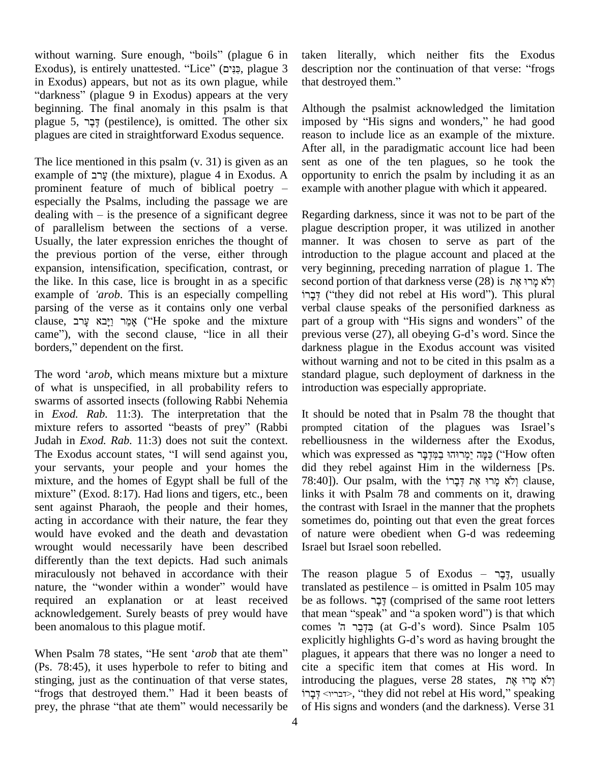without warning. Sure enough, "boils" (plague 6 in Exodus), is entirely unattested. "Lice" (כִּנִּים, plague 3 in Exodus) appears, but not as its own plague, while "darkness" (plague 9 in Exodus) appears at the very beginning. The final anomaly in this psalm is that plague 5, דֶּבֶר (pestilence), is omitted. The other six plagues are cited in straightforward Exodus sequence.

The lice mentioned in this psalm (v. 31) is given as an example of עָרֹב (the mixture), plague 4 in Exodus. A prominent feature of much of biblical poetry – especially the Psalms, including the passage we are dealing with – is the presence of a significant degree of parallelism between the sections of a verse. Usually, the later expression enriches the thought of the previous portion of the verse, either through expansion, intensification, specification, contrast, or the like. In this case, lice is brought in as a specific example of *'arob*. This is an especially compelling parsing of the verse as it contains only one verbal clause, אָמַר וַיָּבֹא עָרֹב ("He spoke and the mixture came"), with the second clause, "lice in all their borders," dependent on the first.

The word *'arob*, which means mixture but a mixture of what is unspecified, in all probability refers to swarms of assorted insects (following Rabbi Nehemia in *Exod. Rab.* 11:3). The interpretation that the mixture refers to assorted "beasts of prey" (Rabbi Judah in *Exod. Rab.* 11:3) does not suit the context. The Exodus account states, "I will send against you, your servants, your people and your homes the mixture, and the homes of Egypt shall be full of the mixture" (Exod. 8:17). Had lions and tigers, etc., been sent against Pharaoh, the people and their homes, acting in accordance with their nature, the fear they would have evoked and the death and devastation wrought would necessarily have been described differently than the text depicts. Had such animals miraculously not behaved in accordance with their nature, the "wonder within a wonder" would have required an explanation or at least received acknowledgement. Surely beasts of prey would have been anomalous to this plague motif.

When Psalm 78 states, "He sent *'arob* that ate them" (Ps. 78:45), it uses hyperbole to refer to biting and stinging, just as the continuation of that verse states, "frogs that destroyed them." Had it been beasts of prey, the phrase "that ate them" would necessarily be taken literally, which neither fits the Exodus description nor the continuation of that verse: "frogs that destroyed them."

Although the psalmist acknowledged the limitation imposed by "His signs and wonders," he had good reason to include lice as an example of the mixture. After all, in the paradigmatic account lice had been sent as one of the ten plagues, so he took the opportunity to enrich the psalm by including it as an example with another plague with which it appeared.

Regarding darkness, since it was not to be part of the plague description proper, it was utilized in another manner. It was chosen to serve as part of the introduction to the plague account and placed at the very beginning, preceding narration of plague 1. The second portion of that darkness verse (28) is וְלֹא מָרוּ אֶת דְּבָרוֹ ("they did not rebel at His word"). This plural verbal clause speaks of the personified darkness as part of a group with "His signs and wonders" of the previous verse (27), all obeying G-d's word. Since the darkness plague in the Exodus account was visited without warning and not to be cited in this psalm as a standard plague, such deployment of darkness in the introduction was especially appropriate.

It should be noted that in Psalm 78 the thought that prompted citation of the plagues was Israel's rebelliousness in the wilderness after the Exodus, which was expressed as כַּמָּה יַמְרוּהוּ בַמִּדְבָּר ("How often did they rebel against Him in the wilderness [Ps. 78:40]). Our psalm, with the וְלֹא מָרוּ אֶת דְּבָרוֹ clause, links it with Psalm 78 and comments on it, drawing the contrast with Israel in the manner that the prophets sometimes do, pointing out that even the great forces of nature were obedient when G-d was redeeming Israel but Israel soon rebelled.

The reason plague 5 of Exodus – דֶּבֶר, usually translated as pestilence – is omitted in Psalm 105 may be as follows. דֶּבֶר (comprised of the same root letters that mean "speak" and "a spoken word") is that which comes בִּדְבַר ה' (at G-d's word). Since Psalm 105 explicitly highlights G-d's word as having brought the plagues, it appears that there was no longer a need to cite a specific item that comes at His word. In introducing the plagues, verse 28 states, וְלֹא מָרוּ אֶת דְּבָרוֹ <דבריו>, "they did not rebel at His word," speaking of His signs and wonders (and the darkness). Verse 31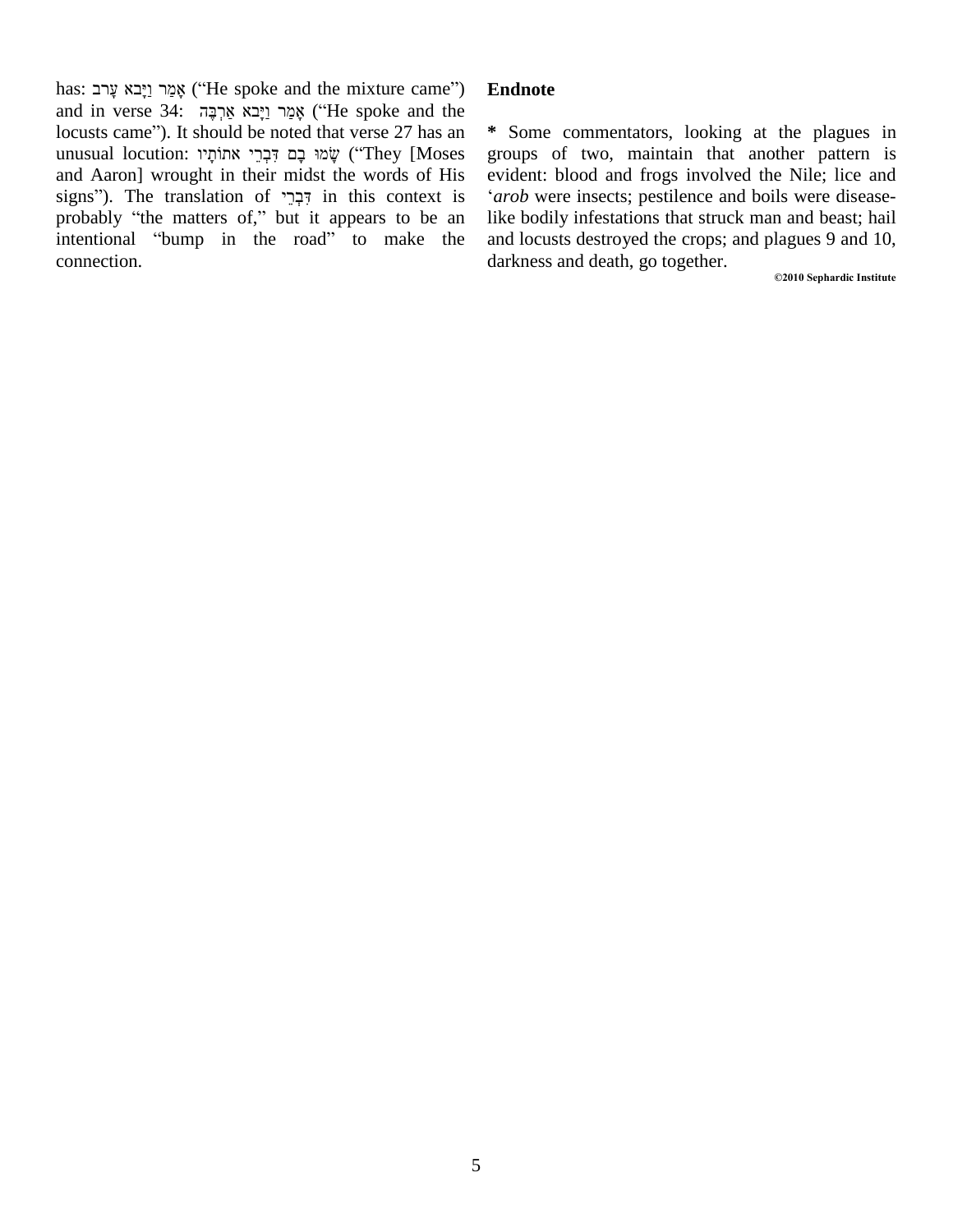has: אָמַר וַיָּבֹא עָרֹב ("He spoke and the mixture came") and in verse 34: אָמַר וַיָּבֹא אַרְבֶּה ("He spoke and the locusts came"). It should be noted that verse 27 has an unusual locution: שָׂמוּ בָם דִּבְרֵי אֹתוֹתָיו ("They [Moses and Aaron] wrought in their midst the words of His signs"). The translation of דִּבְרֵי in this context is probably "the matters of," but it appears to be an intentional "bump in the road" to make the connection.

**Endnote**

**\*** Some commentators, looking at the plagues in groups of two, maintain that another pattern is evident: blood and frogs involved the Nile; lice and '*arob* were insects; pestilence and boils were disease-like bodily infestations that struck man and beast; hail and locusts destroyed the crops; and plagues 9 and 10, darkness and death, go together.

**©2010 Sephardic Institute**